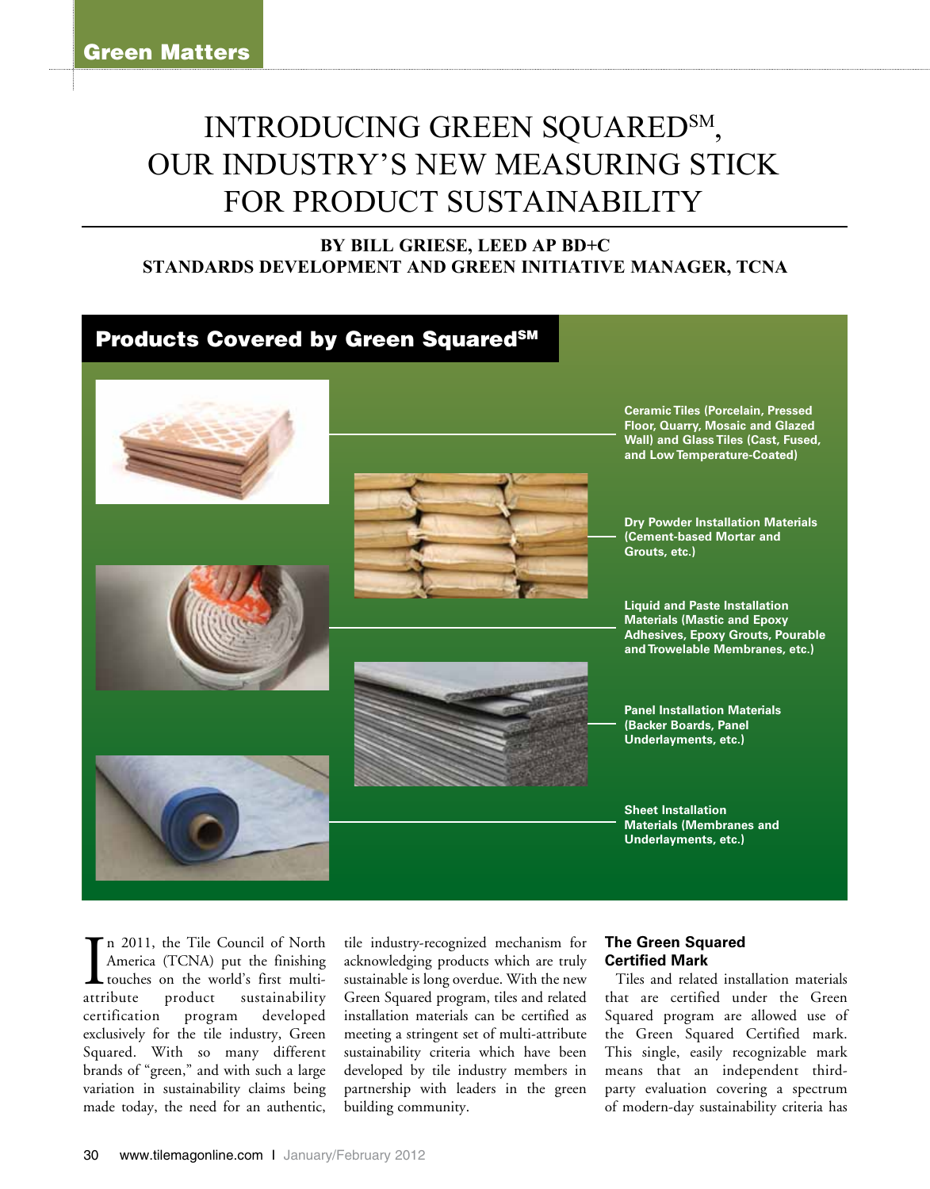Green Matters

# INTRODUCING GREEN SQUARED℠, OUR INDUSTRY'S NEW MEASURING STICK FOR PRODUCT SUSTAINABILITY

**BY BILL GRIESE, LEED AP BD+C**
**STANDARDS DEVELOPMENT AND GREEN INITIATIVE MANAGER, TCNA**

## Products Covered by Green Squared℠

- Ceramic Tiles (Porcelain, Pressed Floor, Quarry, Mosaic and Glazed Wall) and Glass Tiles (Cast, Fused, and Low Temperature-Coated)
- Dry Powder Installation Materials (Cement-based Mortar and Grouts, etc.)
- Liquid and Paste Installation Materials (Mastic and Epoxy Adhesives, Epoxy Grouts, Pourable and Trowelable Membranes, etc.)
- Panel Installation Materials (Backer Boards, Panel Underlayments, etc.)
- Sheet Installation Materials (Membranes and Underlayments, etc.)

In 2011, the Tile Council of North America (TCNA) put the finishing touches on the world's first multi-attribute product sustainability certification program developed exclusively for the tile industry, Green Squared. With so many different brands of "green," and with such a large variation in sustainability claims being made today, the need for an authentic, tile industry-recognized mechanism for acknowledging products which are truly sustainable is long overdue. With the new Green Squared program, tiles and related installation materials can be certified as meeting a stringent set of multi-attribute sustainability criteria which have been developed by tile industry members in partnership with leaders in the green building community.

### The Green Squared Certified Mark

Tiles and related installation materials that are certified under the Green Squared program are allowed use of the Green Squared Certified mark. This single, easily recognizable mark means that an independent third-party evaluation covering a spectrum of modern-day sustainability criteria has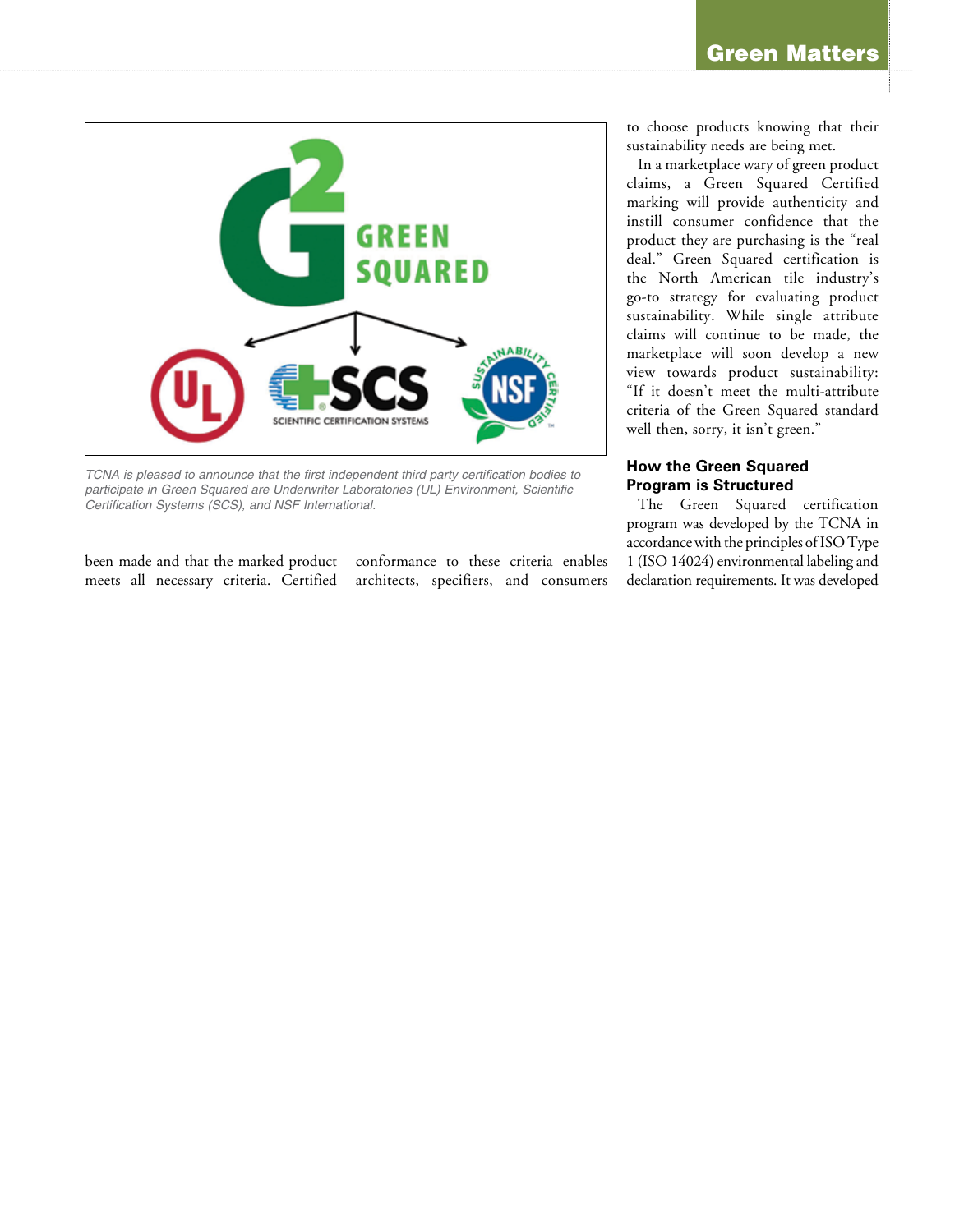*TCNA is pleased to announce that the first independent third party certification bodies to participate in Green Squared are Underwriter Laboratories (UL) Environment, Scientific Certification Systems (SCS), and NSF International.*

been made and that the marked product meets all necessary criteria. Certified conformance to these criteria enables architects, specifiers, and consumers to choose products knowing that their sustainability needs are being met.

In a marketplace wary of green product claims, a Green Squared Certified marking will provide authenticity and instill consumer confidence that the product they are purchasing is the "real deal." Green Squared certification is the North American tile industry's go-to strategy for evaluating product sustainability. While single attribute claims will continue to be made, the marketplace will soon develop a new view towards product sustainability: "If it doesn't meet the multi-attribute criteria of the Green Squared standard well then, sorry, it isn't green."

## How the Green Squared Program is Structured

The Green Squared certification program was developed by the TCNA in accordance with the principles of ISO Type 1 (ISO 14024) environmental labeling and declaration requirements. It was developed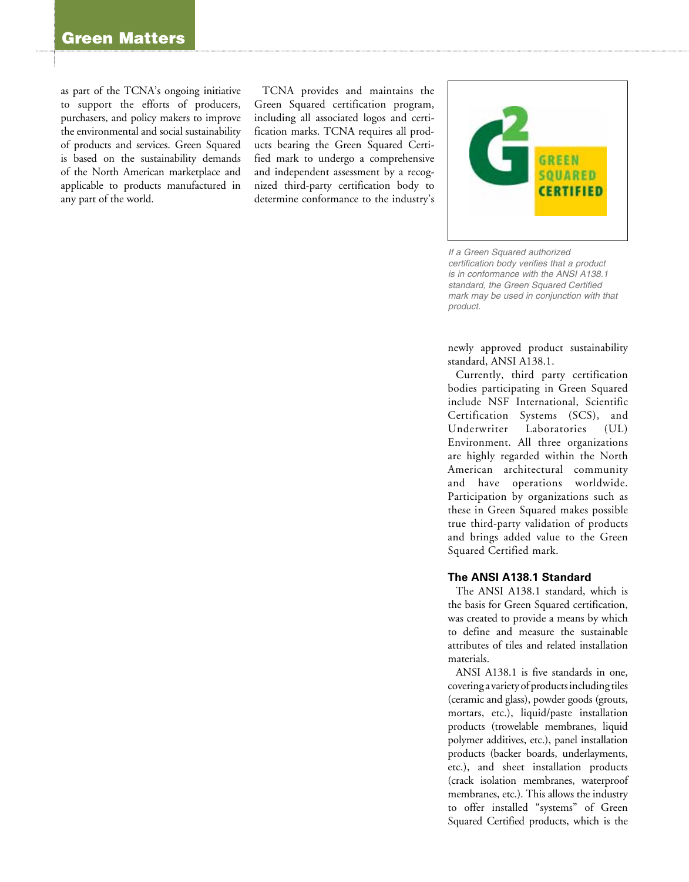as part of the TCNA's ongoing initiative to support the efforts of producers, purchasers, and policy makers to improve the environmental and social sustainability of products and services. Green Squared is based on the sustainability demands of the North American marketplace and applicable to products manufactured in any part of the world.

TCNA provides and maintains the Green Squared certification program, including all associated logos and certification marks. TCNA requires all products bearing the Green Squared Certified mark to undergo a comprehensive and independent assessment by a recognized third-party certification body to determine conformance to the industry's newly approved product sustainability standard, ANSI A138.1.

*If a Green Squared authorized certification body verifies that a product is in conformance with the ANSI A138.1 standard, the Green Squared Certified mark may be used in conjunction with that product.*

Currently, third party certification bodies participating in Green Squared include NSF International, Scientific Certification Systems (SCS), and Underwriter Laboratories (UL) Environment. All three organizations are highly regarded within the North American architectural community and have operations worldwide. Participation by organizations such as these in Green Squared makes possible true third-party validation of products and brings added value to the Green Squared Certified mark.

### The ANSI A138.1 Standard

The ANSI A138.1 standard, which is the basis for Green Squared certification, was created to provide a means by which to define and measure the sustainable attributes of tiles and related installation materials.

ANSI A138.1 is five standards in one, covering a variety of products including tiles (ceramic and glass), powder goods (grouts, mortars, etc.), liquid/paste installation products (trowelable membranes, liquid polymer additives, etc.), panel installation products (backer boards, underlayments, etc.), and sheet installation products (crack isolation membranes, waterproof membranes, etc.). This allows the industry to offer installed "systems" of Green Squared Certified products, which is the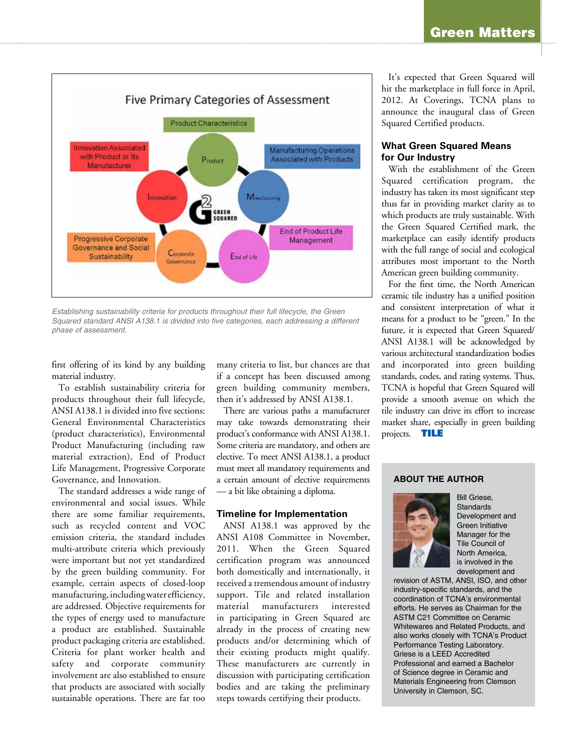Five Primary Categories of Assessment

Product Characteristics

Innovation Associated with Product or Its Manufacturer

Manufacturing Operations Associated with Products

Product

Innovation

Manufacturing

GREEN SQUARED

Progressive Corporate Governance and Social Sustainability

End of Product Life Management

Corporate Governance

End of Life

*Establishing sustainability criteria for products throughout their full lifecycle, the Green Squared standard ANSI A138.1 is divided into five categories, each addressing a different phase of assessment.*

first offering of its kind by any building material industry.

To establish sustainability criteria for products throughout their full lifecycle, ANSI A138.1 is divided into five sections: General Environmental Characteristics (product characteristics), Environmental Product Manufacturing (including raw material extraction), End of Product Life Management, Progressive Corporate Governance, and Innovation.

The standard addresses a wide range of environmental and social issues. While there are some familiar requirements, such as recycled content and VOC emission criteria, the standard includes multi-attribute criteria which previously were important but not yet standardized by the green building community. For example, certain aspects of closed-loop manufacturing, including water efficiency, are addressed. Objective requirements for the types of energy used to manufacture a product are established. Sustainable product packaging criteria are established. Criteria for plant worker health and safety and corporate community involvement are also established to ensure that products are associated with socially sustainable operations. There are far too many criteria to list, but chances are that if a concept has been discussed among green building community members, then it's addressed by ANSI A138.1.

There are various paths a manufacturer may take towards demonstrating their product's conformance with ANSI A138.1. Some criteria are mandatory, and others are elective. To meet ANSI A138.1, a product must meet all mandatory requirements and a certain amount of elective requirements — a bit like obtaining a diploma.

### Timeline for Implementation

ANSI A138.1 was approved by the ANSI A108 Committee in November, 2011. When the Green Squared certification program was announced both domestically and internationally, it received a tremendous amount of industry support. Tile and related installation material manufacturers interested in participating in Green Squared are already in the process of creating new products and/or determining which of their existing products might qualify. These manufacturers are currently in discussion with participating certification bodies and are taking the preliminary steps towards certifying their products.

It's expected that Green Squared will hit the marketplace in full force in April, 2012. At Coverings, TCNA plans to announce the inaugural class of Green Squared Certified products.

### What Green Squared Means for Our Industry

With the establishment of the Green Squared certification program, the industry has taken its most significant step thus far in providing market clarity as to which products are truly sustainable. With the Green Squared Certified mark, the marketplace can easily identify products with the full range of social and ecological attributes most important to the North American green building community.

For the first time, the North American ceramic tile industry has a unified position and consistent interpretation of what it means for a product to be "green." In the future, it is expected that Green Squared/ANSI A138.1 will be acknowledged by various architectural standardization bodies and incorporated into green building standards, codes, and rating systems. Thus, TCNA is hopeful that Green Squared will provide a smooth avenue on which the tile industry can drive its effort to increase market share, especially in green building projects. **TILE**

#### ABOUT THE AUTHOR

Bill Griese, Standards Development and Green Initiative Manager for the Tile Council of North America, is involved in the development and revision of ASTM, ANSI, ISO, and other industry-specific standards, and the coordination of TCNA's environmental efforts. He serves as Chairman for the ASTM C21 Committee on Ceramic Whitewares and Related Products, and also works closely with TCNA's Product Performance Testing Laboratory. Griese is a LEED Accredited Professional and earned a Bachelor of Science degree in Ceramic and Materials Engineering from Clemson University in Clemson, SC.